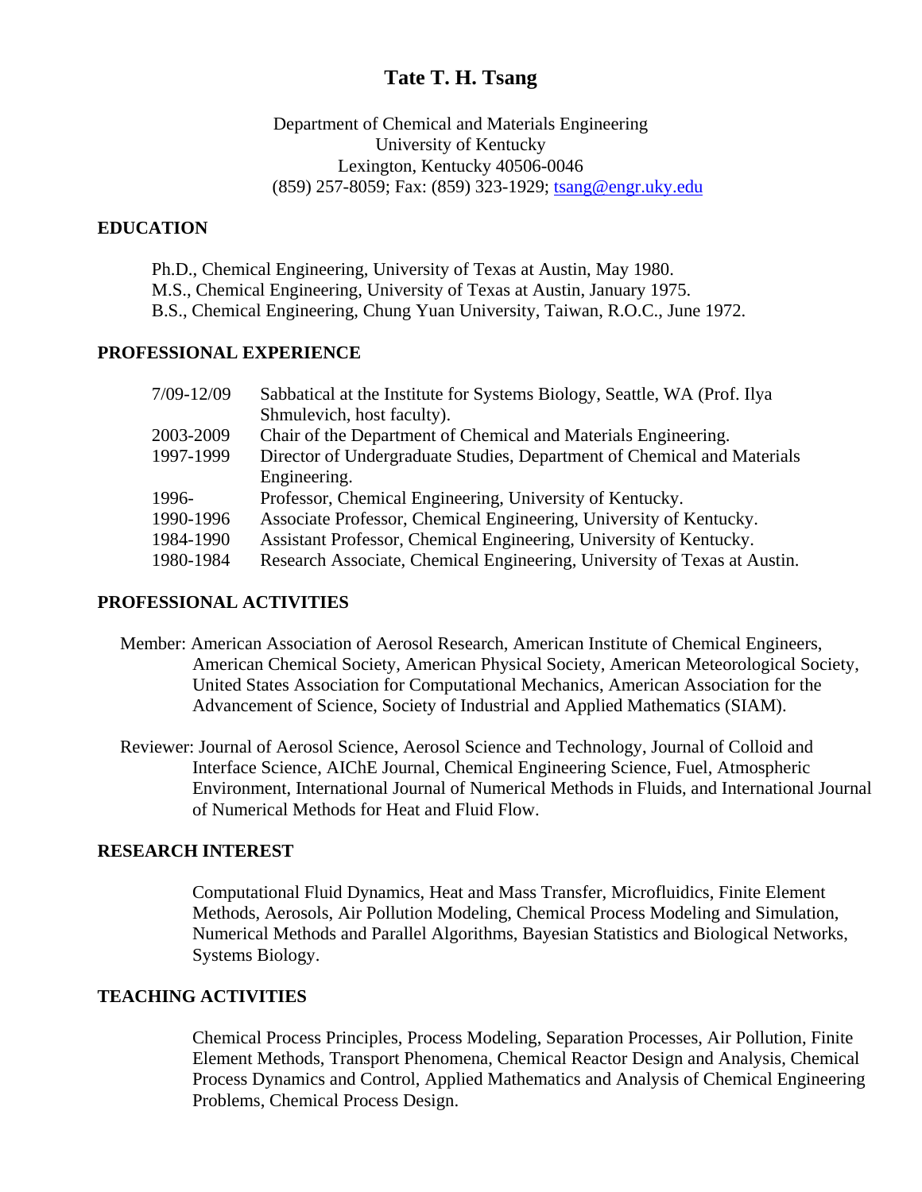# Tate T. H. Tsang

Department of Chemical and Materials Engineering
University of Kentucky
Lexington, Kentucky 40506-0046
(859) 257-8059; Fax: (859) 323-1929; tsang@engr.uky.edu

## EDUCATION

Ph.D., Chemical Engineering, University of Texas at Austin, May 1980.
M.S., Chemical Engineering, University of Texas at Austin, January 1975.
B.S., Chemical Engineering, Chung Yuan University, Taiwan, R.O.C., June 1972.

## PROFESSIONAL EXPERIENCE

| | |
|---|---|
| 7/09-12/09 | Sabbatical at the Institute for Systems Biology, Seattle, WA (Prof. Ilya Shmulevich, host faculty). |
| 2003-2009 | Chair of the Department of Chemical and Materials Engineering. |
| 1997-1999 | Director of Undergraduate Studies, Department of Chemical and Materials Engineering. |
| 1996- | Professor, Chemical Engineering, University of Kentucky. |
| 1990-1996 | Associate Professor, Chemical Engineering, University of Kentucky. |
| 1984-1990 | Assistant Professor, Chemical Engineering, University of Kentucky. |
| 1980-1984 | Research Associate, Chemical Engineering, University of Texas at Austin. |

## PROFESSIONAL ACTIVITIES

Member: American Association of Aerosol Research, American Institute of Chemical Engineers, American Chemical Society, American Physical Society, American Meteorological Society, United States Association for Computational Mechanics, American Association for the Advancement of Science, Society of Industrial and Applied Mathematics (SIAM).

Reviewer: Journal of Aerosol Science, Aerosol Science and Technology, Journal of Colloid and Interface Science, AIChE Journal, Chemical Engineering Science, Fuel, Atmospheric Environment, International Journal of Numerical Methods in Fluids, and International Journal of Numerical Methods for Heat and Fluid Flow.

## RESEARCH INTEREST

Computational Fluid Dynamics, Heat and Mass Transfer, Microfluidics, Finite Element Methods, Aerosols, Air Pollution Modeling, Chemical Process Modeling and Simulation, Numerical Methods and Parallel Algorithms, Bayesian Statistics and Biological Networks, Systems Biology.

## TEACHING ACTIVITIES

Chemical Process Principles, Process Modeling, Separation Processes, Air Pollution, Finite Element Methods, Transport Phenomena, Chemical Reactor Design and Analysis, Chemical Process Dynamics and Control, Applied Mathematics and Analysis of Chemical Engineering Problems, Chemical Process Design.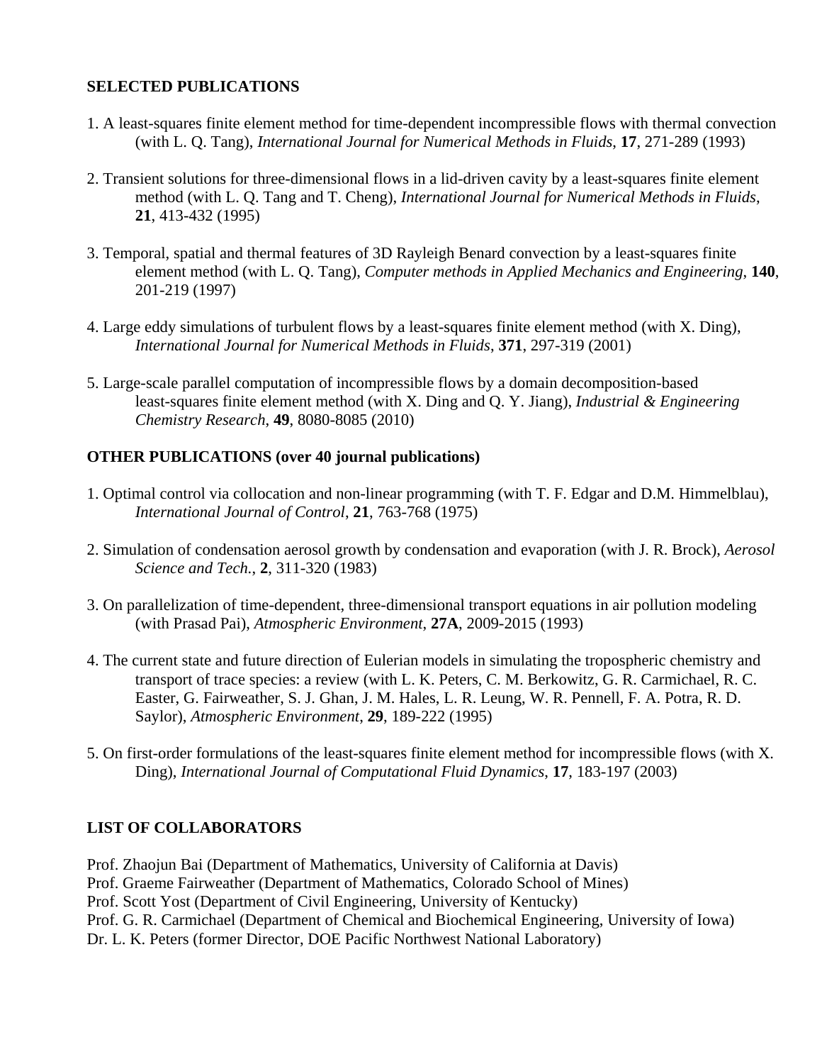**SELECTED PUBLICATIONS**

1. A least-squares finite element method for time-dependent incompressible flows with thermal convection (with L. Q. Tang), *International Journal for Numerical Methods in Fluids*, **17**, 271-289 (1993)

2. Transient solutions for three-dimensional flows in a lid-driven cavity by a least-squares finite element method (with L. Q. Tang and T. Cheng), *International Journal for Numerical Methods in Fluids*, **21**, 413-432 (1995)

3. Temporal, spatial and thermal features of 3D Rayleigh Benard convection by a least-squares finite element method (with L. Q. Tang), *Computer methods in Applied Mechanics and Engineering*, **140**, 201-219 (1997)

4. Large eddy simulations of turbulent flows by a least-squares finite element method (with X. Ding), *International Journal for Numerical Methods in Fluids*, **371**, 297-319 (2001)

5. Large-scale parallel computation of incompressible flows by a domain decomposition-based least-squares finite element method (with X. Ding and Q. Y. Jiang), *Industrial & Engineering Chemistry Research*, **49**, 8080-8085 (2010)

**OTHER PUBLICATIONS (over 40 journal publications)**

1. Optimal control via collocation and non-linear programming (with T. F. Edgar and D.M. Himmelblau), *International Journal of Control*, **21**, 763-768 (1975)

2. Simulation of condensation aerosol growth by condensation and evaporation (with J. R. Brock), *Aerosol Science and Tech.*, **2**, 311-320 (1983)

3. On parallelization of time-dependent, three-dimensional transport equations in air pollution modeling (with Prasad Pai), *Atmospheric Environment*, **27A**, 2009-2015 (1993)

4. The current state and future direction of Eulerian models in simulating the tropospheric chemistry and transport of trace species: a review (with L. K. Peters, C. M. Berkowitz, G. R. Carmichael, R. C. Easter, G. Fairweather, S. J. Ghan, J. M. Hales, L. R. Leung, W. R. Pennell, F. A. Potra, R. D. Saylor), *Atmospheric Environment*, **29**, 189-222 (1995)

5. On first-order formulations of the least-squares finite element method for incompressible flows (with X. Ding), *International Journal of Computational Fluid Dynamics*, **17**, 183-197 (2003)

**LIST OF COLLABORATORS**

Prof. Zhaojun Bai (Department of Mathematics, University of California at Davis)
Prof. Graeme Fairweather (Department of Mathematics, Colorado School of Mines)
Prof. Scott Yost (Department of Civil Engineering, University of Kentucky)
Prof. G. R. Carmichael (Department of Chemical and Biochemical Engineering, University of Iowa)
Dr. L. K. Peters (former Director, DOE Pacific Northwest National Laboratory)